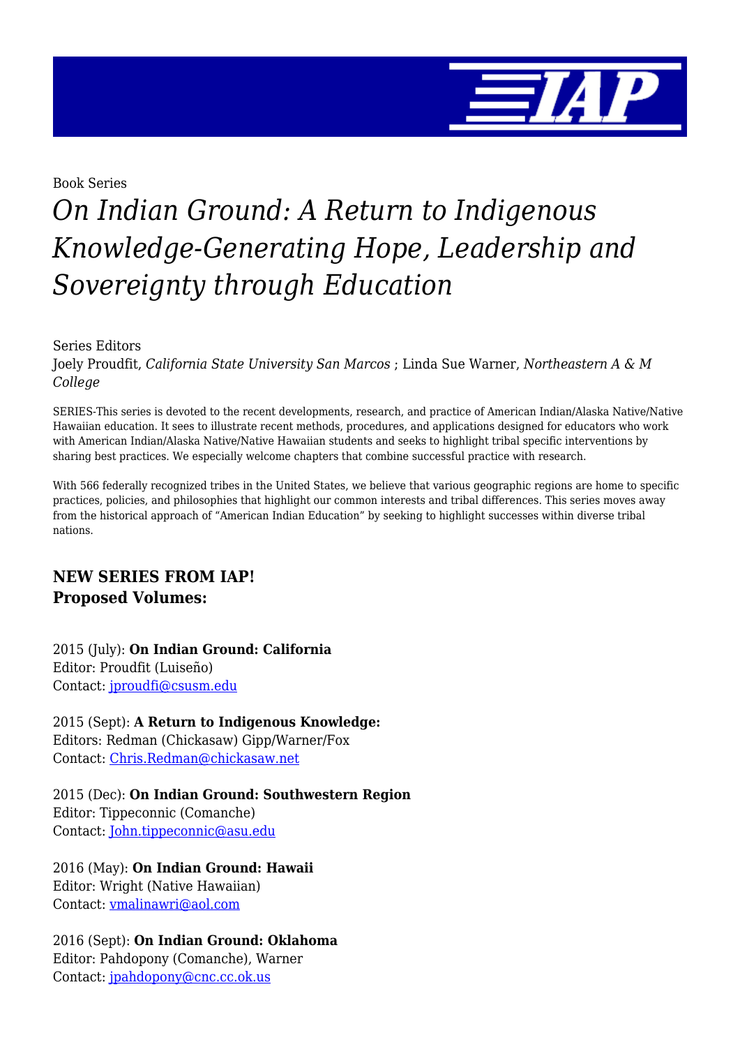Book Series

# *On Indian Ground: A Return to Indigenous Knowledge-Generating Hope, Leadership and Sovereignty through Education*

Series Editors
Joely Proudfit, *California State University San Marcos* ; Linda Sue Warner, *Northeastern A & M College*

SERIES-This series is devoted to the recent developments, research, and practice of American Indian/Alaska Native/Native Hawaiian education. It sees to illustrate recent methods, procedures, and applications designed for educators who work with American Indian/Alaska Native/Native Hawaiian students and seeks to highlight tribal specific interventions by sharing best practices. We especially welcome chapters that combine successful practice with research.

With 566 federally recognized tribes in the United States, we believe that various geographic regions are home to specific practices, policies, and philosophies that highlight our common interests and tribal differences. This series moves away from the historical approach of "American Indian Education" by seeking to highlight successes within diverse tribal nations.

**NEW SERIES FROM IAP!**
**Proposed Volumes:**

2015 (July): **On Indian Ground: California**
Editor: Proudfit (Luiseño)
Contact: jproudfi@csusm.edu

2015 (Sept): **A Return to Indigenous Knowledge:**
Editors: Redman (Chickasaw) Gipp/Warner/Fox
Contact: Chris.Redman@chickasaw.net

2015 (Dec): **On Indian Ground: Southwestern Region**
Editor: Tippeconnic (Comanche)
Contact: John.tippeconnic@asu.edu

2016 (May): **On Indian Ground: Hawaii**
Editor: Wright (Native Hawaiian)
Contact: vmalinawri@aol.com

2016 (Sept): **On Indian Ground: Oklahoma**
Editor: Pahdopony (Comanche), Warner
Contact: jpahdopony@cnc.cc.ok.us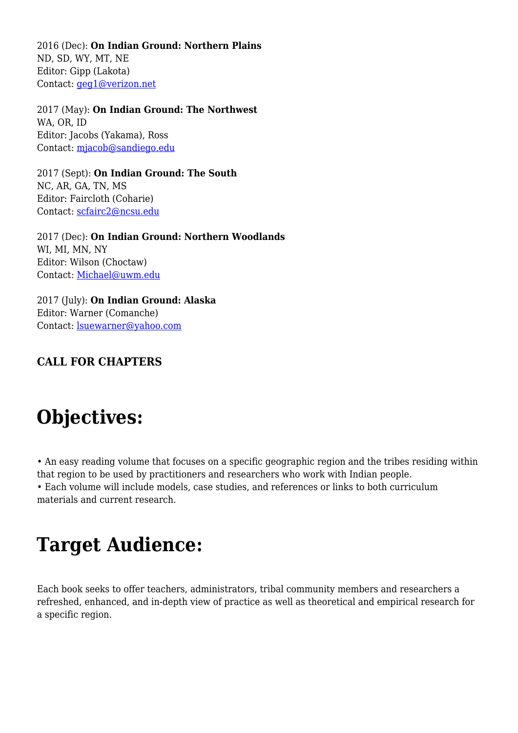2016 (Dec): **On Indian Ground: Northern Plains**
ND, SD, WY, MT, NE
Editor: Gipp (Lakota)
Contact: geg1@verizon.net

2017 (May): **On Indian Ground: The Northwest**
WA, OR, ID
Editor: Jacobs (Yakama), Ross
Contact: mjacob@sandiego.edu

2017 (Sept): **On Indian Ground: The South**
NC, AR, GA, TN, MS
Editor: Faircloth (Coharie)
Contact: scfairc2@ncsu.edu

2017 (Dec): **On Indian Ground: Northern Woodlands**
WI, MI, MN, NY
Editor: Wilson (Choctaw)
Contact: Michael@uwm.edu

2017 (July): **On Indian Ground: Alaska**
Editor: Warner (Comanche)
Contact: lsuewarner@yahoo.com

**CALL FOR CHAPTERS**

# Objectives:

• An easy reading volume that focuses on a specific geographic region and the tribes residing within that region to be used by practitioners and researchers who work with Indian people.
• Each volume will include models, case studies, and references or links to both curriculum materials and current research.

# Target Audience:

Each book seeks to offer teachers, administrators, tribal community members and researchers a refreshed, enhanced, and in-depth view of practice as well as theoretical and empirical research for a specific region.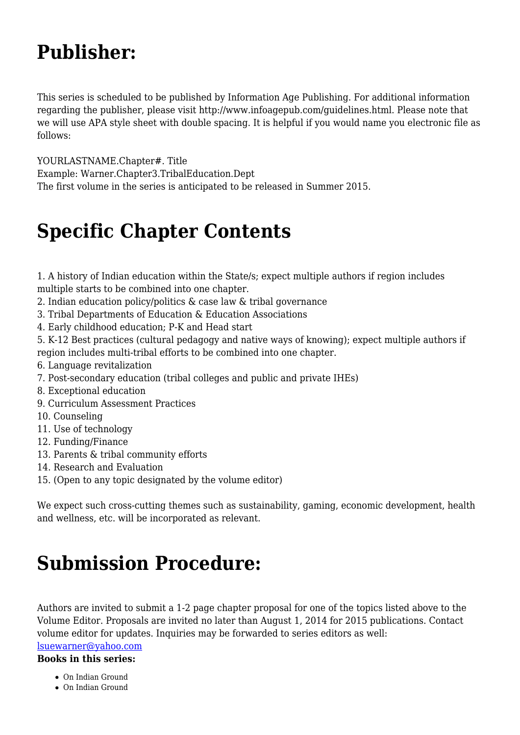# Publisher:

This series is scheduled to be published by Information Age Publishing. For additional information regarding the publisher, please visit http://www.infoagepub.com/guidelines.html. Please note that we will use APA style sheet with double spacing. It is helpful if you would name you electronic file as follows:

YOURLASTNAME.Chapter#. Title
Example: Warner.Chapter3.TribalEducation.Dept
The first volume in the series is anticipated to be released in Summer 2015.

# Specific Chapter Contents

1. A history of Indian education within the State/s; expect multiple authors if region includes multiple starts to be combined into one chapter.
2. Indian education policy/politics & case law & tribal governance
3. Tribal Departments of Education & Education Associations
4. Early childhood education; P-K and Head start
5. K-12 Best practices (cultural pedagogy and native ways of knowing); expect multiple authors if region includes multi-tribal efforts to be combined into one chapter.
6. Language revitalization
7. Post-secondary education (tribal colleges and public and private IHEs)
8. Exceptional education
9. Curriculum Assessment Practices
10. Counseling
11. Use of technology
12. Funding/Finance
13. Parents & tribal community efforts
14. Research and Evaluation
15. (Open to any topic designated by the volume editor)

We expect such cross-cutting themes such as sustainability, gaming, economic development, health and wellness, etc. will be incorporated as relevant.

# Submission Procedure:

Authors are invited to submit a 1-2 page chapter proposal for one of the topics listed above to the Volume Editor. Proposals are invited no later than August 1, 2014 for 2015 publications. Contact volume editor for updates. Inquiries may be forwarded to series editors as well: lsuewarner@yahoo.com

**Books in this series:**

- On Indian Ground
- On Indian Ground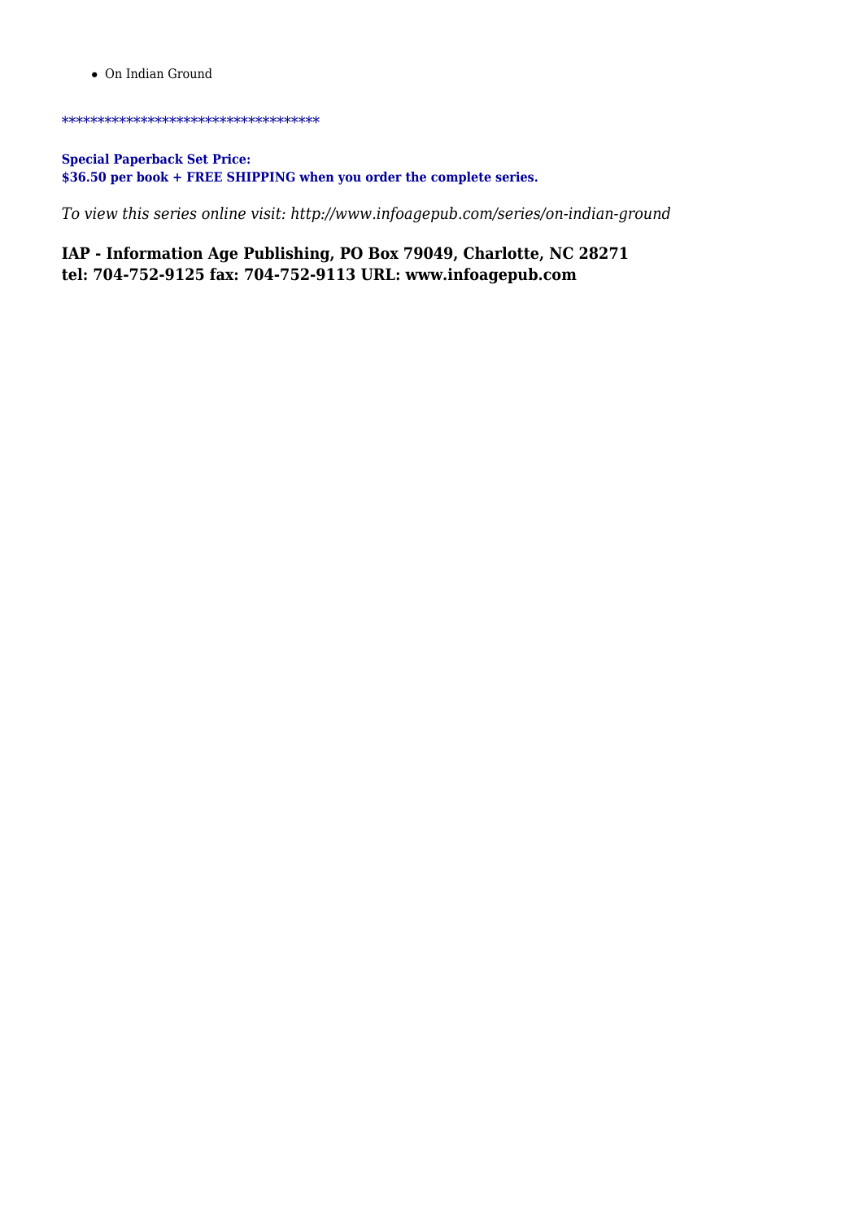- On Indian Ground

************************************

**Special Paperback Set Price:**
**$36.50 per book + FREE SHIPPING when you order the complete series.**

*To view this series online visit: http://www.infoagepub.com/series/on-indian-ground*

**IAP - Information Age Publishing, PO Box 79049, Charlotte, NC 28271**
**tel: 704-752-9125 fax: 704-752-9113 URL: www.infoagepub.com**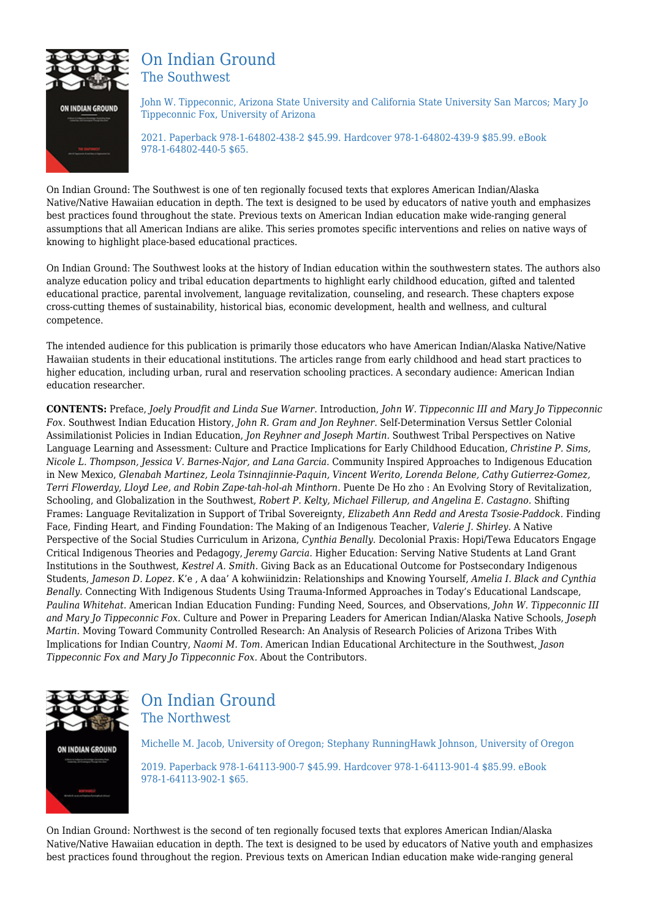## On Indian Ground
### The Southwest

John W. Tippeconnic, Arizona State University and California State University San Marcos; Mary Jo Tippeconnic Fox, University of Arizona

2021. Paperback 978-1-64802-438-2 $45.99. Hardcover 978-1-64802-439-9 $85.99. eBook 978-1-64802-440-5 $65.

On Indian Ground: The Southwest is one of ten regionally focused texts that explores American Indian/Alaska Native/Native Hawaiian education in depth. The text is designed to be used by educators of native youth and emphasizes best practices found throughout the state. Previous texts on American Indian education make wide-ranging general assumptions that all American Indians are alike. This series promotes specific interventions and relies on native ways of knowing to highlight place-based educational practices.

On Indian Ground: The Southwest looks at the history of Indian education within the southwestern states. The authors also analyze education policy and tribal education departments to highlight early childhood education, gifted and talented educational practice, parental involvement, language revitalization, counseling, and research. These chapters expose cross-cutting themes of sustainability, historical bias, economic development, health and wellness, and cultural competence.

The intended audience for this publication is primarily those educators who have American Indian/Alaska Native/Native Hawaiian students in their educational institutions. The articles range from early childhood and head start practices to higher education, including urban, rural and reservation schooling practices. A secondary audience: American Indian education researcher.

**CONTENTS:** Preface, *Joely Proudfit and Linda Sue Warner.* Introduction, *John W. Tippeconnic III and Mary Jo Tippeconnic Fox.* Southwest Indian Education History, *John R. Gram and Jon Reyhner.* Self-Determination Versus Settler Colonial Assimilationist Policies in Indian Education, *Jon Reyhner and Joseph Martin.* Southwest Tribal Perspectives on Native Language Learning and Assessment: Culture and Practice Implications for Early Childhood Education, *Christine P. Sims, Nicole L. Thompson, Jessica V. Barnes-Najor, and Lana Garcia.* Community Inspired Approaches to Indigenous Education in New Mexico, *Glenabah Martinez, Leola Tsinnajinnie-Paquin, Vincent Werito, Lorenda Belone, Cathy Gutierrez-Gomez, Terri Flowerday, Lloyd Lee, and Robin Zape-tah-hol-ah Minthorn.* Puente De Ho zho : An Evolving Story of Revitalization, Schooling, and Globalization in the Southwest, *Robert P. Kelty, Michael Fillerup, and Angelina E. Castagno.* Shifting Frames: Language Revitalization in Support of Tribal Sovereignty, *Elizabeth Ann Redd and Aresta Tsosie-Paddock.* Finding Face, Finding Heart, and Finding Foundation: The Making of an Indigenous Teacher, *Valerie J. Shirley.* A Native Perspective of the Social Studies Curriculum in Arizona, *Cynthia Benally.* Decolonial Praxis: Hopi/Tewa Educators Engage Critical Indigenous Theories and Pedagogy, *Jeremy Garcia.* Higher Education: Serving Native Students at Land Grant Institutions in the Southwest, *Kestrel A. Smith.* Giving Back as an Educational Outcome for Postsecondary Indigenous Students, *Jameson D. Lopez.* K'e , A daa' A kohwiinidzin: Relationships and Knowing Yourself, *Amelia I. Black and Cynthia Benally.* Connecting With Indigenous Students Using Trauma-Informed Approaches in Today's Educational Landscape, *Paulina Whitehat.* American Indian Education Funding: Funding Need, Sources, and Observations, *John W. Tippeconnic III and Mary Jo Tippeconnic Fox.* Culture and Power in Preparing Leaders for American Indian/Alaska Native Schools, *Joseph Martin.* Moving Toward Community Controlled Research: An Analysis of Research Policies of Arizona Tribes With Implications for Indian Country, *Naomi M. Tom.* American Indian Educational Architecture in the Southwest, *Jason Tippeconnic Fox and Mary Jo Tippeconnic Fox.* About the Contributors.

## On Indian Ground
### The Northwest

Michelle M. Jacob, University of Oregon; Stephany RunningHawk Johnson, University of Oregon

2019. Paperback 978-1-64113-900-7 $45.99. Hardcover 978-1-64113-901-4 $85.99. eBook 978-1-64113-902-1 $65.

On Indian Ground: Northwest is the second of ten regionally focused texts that explores American Indian/Alaska Native/Native Hawaiian education in depth. The text is designed to be used by educators of Native youth and emphasizes best practices found throughout the region. Previous texts on American Indian education make wide-ranging general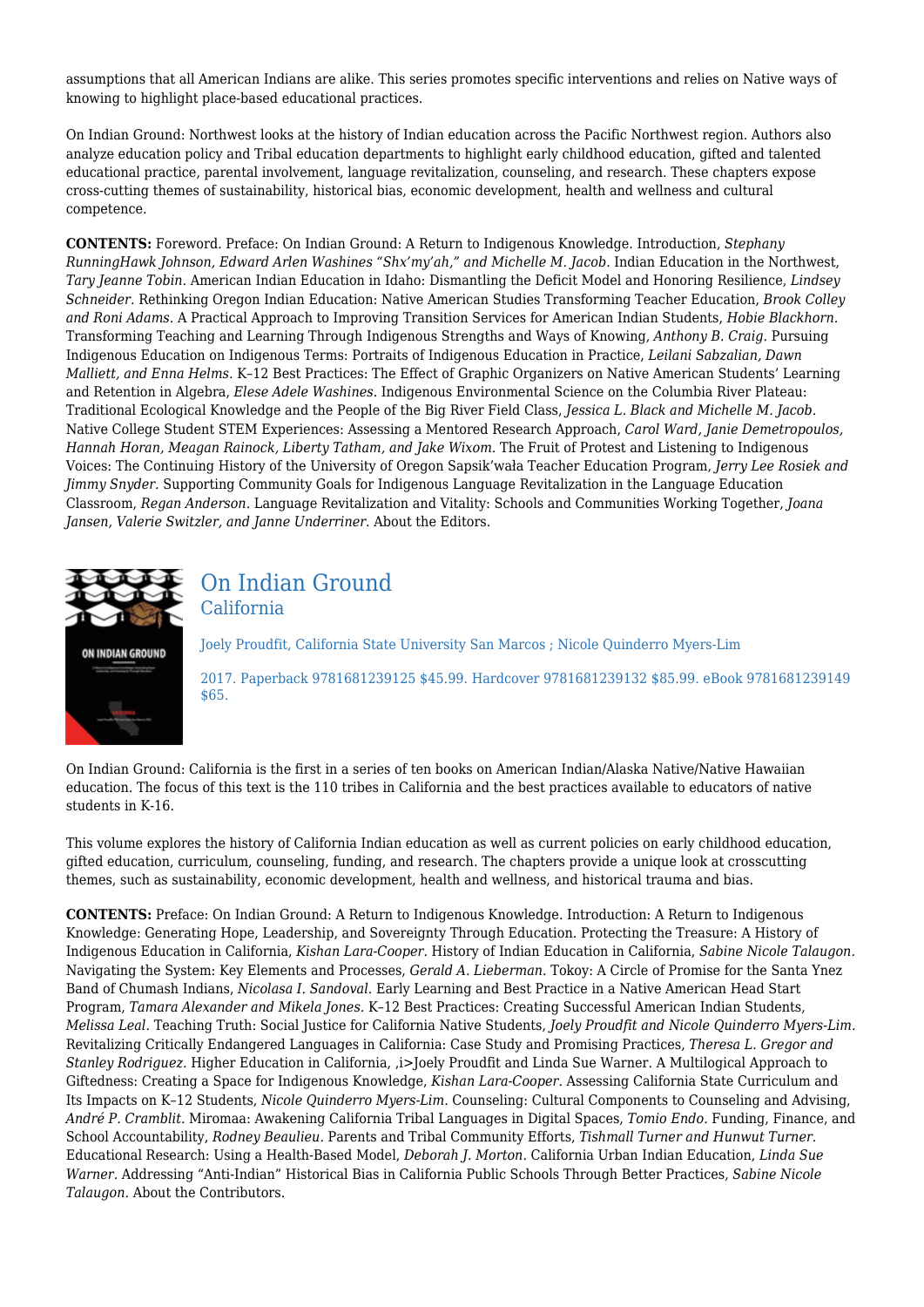assumptions that all American Indians are alike. This series promotes specific interventions and relies on Native ways of knowing to highlight place-based educational practices.

On Indian Ground: Northwest looks at the history of Indian education across the Pacific Northwest region. Authors also analyze education policy and Tribal education departments to highlight early childhood education, gifted and talented educational practice, parental involvement, language revitalization, counseling, and research. These chapters expose cross-cutting themes of sustainability, historical bias, economic development, health and wellness and cultural competence.

**CONTENTS:** Foreword. Preface: On Indian Ground: A Return to Indigenous Knowledge. Introduction, *Stephany RunningHawk Johnson, Edward Arlen Washines "Shx'my'ah," and Michelle M. Jacob.* Indian Education in the Northwest, *Tary Jeanne Tobin.* American Indian Education in Idaho: Dismantling the Deficit Model and Honoring Resilience, *Lindsey Schneider.* Rethinking Oregon Indian Education: Native American Studies Transforming Teacher Education, *Brook Colley and Roni Adams.* A Practical Approach to Improving Transition Services for American Indian Students, *Hobie Blackhorn.* Transforming Teaching and Learning Through Indigenous Strengths and Ways of Knowing, *Anthony B. Craig.* Pursuing Indigenous Education on Indigenous Terms: Portraits of Indigenous Education in Practice, *Leilani Sabzalian, Dawn Malliett, and Enna Helms.* K–12 Best Practices: The Effect of Graphic Organizers on Native American Students' Learning and Retention in Algebra, *Elese Adele Washines.* Indigenous Environmental Science on the Columbia River Plateau: Traditional Ecological Knowledge and the People of the Big River Field Class, *Jessica L. Black and Michelle M. Jacob.* Native College Student STEM Experiences: Assessing a Mentored Research Approach, *Carol Ward, Janie Demetropoulos, Hannah Horan, Meagan Rainock, Liberty Tatham, and Jake Wixom.* The Fruit of Protest and Listening to Indigenous Voices: The Continuing History of the University of Oregon Sapsik'wała Teacher Education Program, *Jerry Lee Rosiek and Jimmy Snyder.* Supporting Community Goals for Indigenous Language Revitalization in the Language Education Classroom, *Regan Anderson.* Language Revitalization and Vitality: Schools and Communities Working Together, *Joana Jansen, Valerie Switzler, and Janne Underriner.* About the Editors.

## On Indian Ground
### California

Joely Proudfit, California State University San Marcos ; Nicole Quinderro Myers-Lim

2017. Paperback 9781681239125 $45.99. Hardcover 9781681239132 $85.99. eBook 9781681239149 $65.

On Indian Ground: California is the first in a series of ten books on American Indian/Alaska Native/Native Hawaiian education. The focus of this text is the 110 tribes in California and the best practices available to educators of native students in K-16.

This volume explores the history of California Indian education as well as current policies on early childhood education, gifted education, curriculum, counseling, funding, and research. The chapters provide a unique look at crosscutting themes, such as sustainability, economic development, health and wellness, and historical trauma and bias.

**CONTENTS:** Preface: On Indian Ground: A Return to Indigenous Knowledge. Introduction: A Return to Indigenous Knowledge: Generating Hope, Leadership, and Sovereignty Through Education. Protecting the Treasure: A History of Indigenous Education in California, *Kishan Lara-Cooper.* History of Indian Education in California, *Sabine Nicole Talaugon.* Navigating the System: Key Elements and Processes, *Gerald A. Lieberman.* Tokoy: A Circle of Promise for the Santa Ynez Band of Chumash Indians, *Nicolasa I. Sandoval.* Early Learning and Best Practice in a Native American Head Start Program, *Tamara Alexander and Mikela Jones.* K–12 Best Practices: Creating Successful American Indian Students, *Melissa Leal.* Teaching Truth: Social Justice for California Native Students, *Joely Proudfit and Nicole Quinderro Myers-Lim.* Revitalizing Critically Endangered Languages in California: Case Study and Promising Practices, *Theresa L. Gregor and Stanley Rodriguez.* Higher Education in California, ,i>Joely Proudfit and Linda Sue Warner. A Multilogical Approach to Giftedness: Creating a Space for Indigenous Knowledge, *Kishan Lara-Cooper.* Assessing California State Curriculum and Its Impacts on K–12 Students, *Nicole Quinderro Myers-Lim.* Counseling: Cultural Components to Counseling and Advising, *André P. Cramblit.* Miromaa: Awakening California Tribal Languages in Digital Spaces, *Tomio Endo.* Funding, Finance, and School Accountability, *Rodney Beaulieu.* Parents and Tribal Community Efforts, *Tishmall Turner and Hunwut Turner.* Educational Research: Using a Health-Based Model, *Deborah J. Morton.* California Urban Indian Education, *Linda Sue Warner.* Addressing "Anti-Indian" Historical Bias in California Public Schools Through Better Practices, *Sabine Nicole Talaugon.* About the Contributors.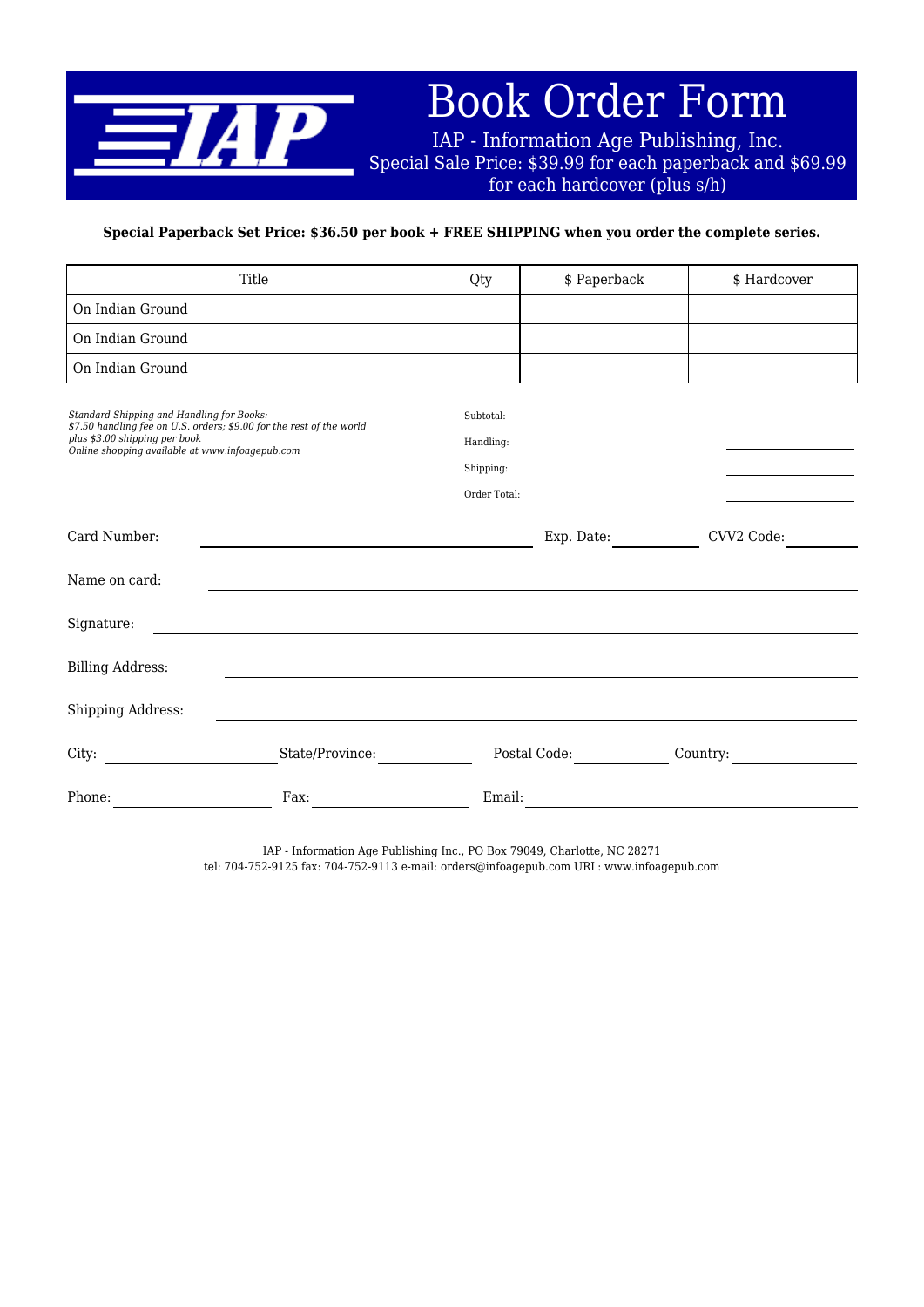# Book Order Form

IAP - Information Age Publishing, Inc.
Special Sale Price: $39.99 for each paperback and $69.99 for each hardcover (plus s/h)

**Special Paperback Set Price: $36.50 per book + FREE SHIPPING when you order the complete series.**

| Title | Qty | $ Paperback | $ Hardcover |
|---|---|---|---|
| On Indian Ground | | | |
| On Indian Ground | | | |
| On Indian Ground | | | |

*Standard Shipping and Handling for Books:*
*$7.50 handling fee on U.S. orders; $9.00 for the rest of the world*
*plus $3.00 shipping per book*
*Online shopping available at www.infoagepub.com*

Subtotal: ______________

Handling: ______________

Shipping: ______________

Order Total: ______________

Card Number: ______________ Exp. Date: ______________ CVV2 Code: ______________

Name on card: ______________

Signature: ______________

Billing Address: ______________

Shipping Address: ______________

City: ______________ State/Province: ______________ Postal Code: ______________ Country: ______________

Phone: ______________ Fax: ______________ Email: ______________

IAP - Information Age Publishing Inc., PO Box 79049, Charlotte, NC 28271
tel: 704-752-9125 fax: 704-752-9113 e-mail: orders@infoagepub.com URL: www.infoagepub.com